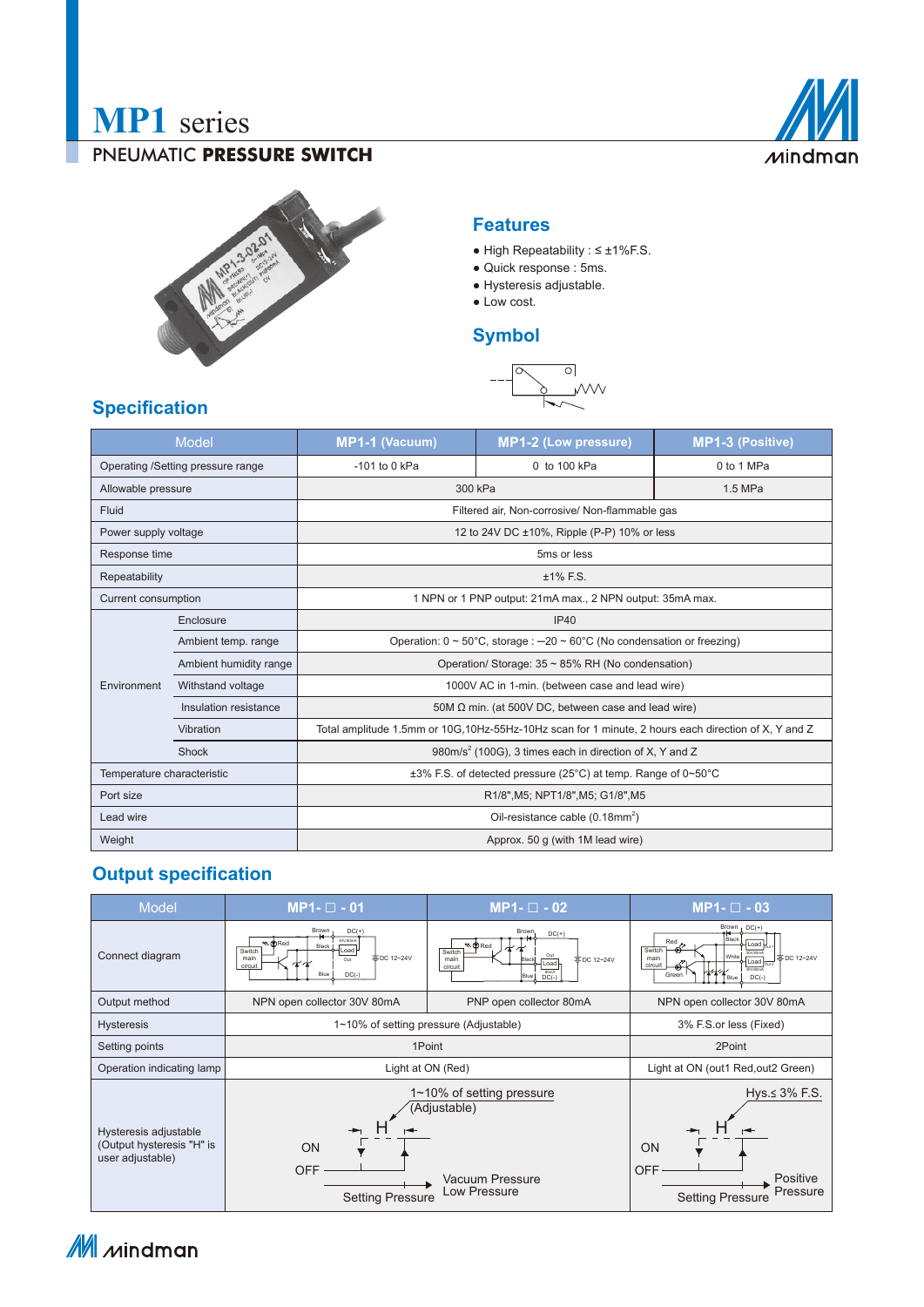# MP1 series

## PNEUMATIC **PRESSURE SWITCH**

## Features

- ● High Repeatability : ≤ ±1%F.S.
- ● Quick response : 5ms.
- ● Hysteresis adjustable.
- ● Low cost.

## Symbol

## Specification

| Model | | MP1-1 (Vacuum) | MP1-2 (Low pressure) | MP1-3 (Positive) |
|---|---|---|---|---|
| Operating /Setting pressure range | | -101 to 0 kPa | 0 to 100 kPa | 0 to 1 MPa |
| Allowable pressure | | 300 kPa | | 1.5 MPa |
| Fluid | | Filtered air, Non-corrosive/ Non-flammable gas | | |
| Power supply voltage | | 12 to 24V DC ±10%, Ripple (P-P) 10% or less | | |
| Response time | | 5ms or less | | |
| Repeatability | | ±1% F.S. | | |
| Current consumption | | 1 NPN or 1 PNP output: 21mA max., 2 NPN output: 35mA max. | | |
| Environment | Enclosure | IP40 | | |
| | Ambient temp. range | Operation: 0 ~ 50°C, storage : −20 ~ 60°C (No condensation or freezing) | | |
| | Ambient humidity range | Operation/ Storage: 35 ~ 85% RH (No condensation) | | |
| | Withstand voltage | 1000V AC in 1-min. (between case and lead wire) | | |
| | Insulation resistance | 50M Ω min. (at 500V DC, between case and lead wire) | | |
| | Vibration | Total amplitude 1.5mm or 10G,10Hz-55Hz-10Hz scan for 1 minute, 2 hours each direction of X, Y and Z | | |
| | Shock | 980m/s$^2$ (100G), 3 times each in direction of X, Y and Z | | |
| Temperature characteristic | | ±3% F.S. of detected pressure (25°C) at temp. Range of 0~50°C | | |
| Port size | | R1/8",M5; NPT1/8",M5; G1/8",M5 | | |
| Lead wire | | Oil-resistance cable (0.18mm$^2$) | | |
| Weight | | Approx. 50 g (with 1M lead wire) | | |

## Output specification

| Model | MP1- □ - 01 | MP1- □ - 02 | MP1- □ - 03 |
|---|---|---|---|
| Connect diagram | | | |
| Output method | NPN open collector 30V 80mA | PNP open collector 80mA | NPN open collector 30V 80mA |
| Hysteresis | 1~10% of setting pressure (Adjustable) | | 3% F.S.or less (Fixed) |
| Setting points | 1Point | | 2Point |
| Operation indicating lamp | Light at ON (Red) | | Light at ON (out1 Red,out2 Green) |
| Hysteresis adjustable (Output hysteresis "H" is user adjustable) | 1~10% of setting pressure (Adjustable); H; ON; OFF; Setting Pressure; Vacuum Pressure Low Pressure | | Hys.≤ 3% F.S.; H; ON; OFF; Setting Pressure; Positive Pressure |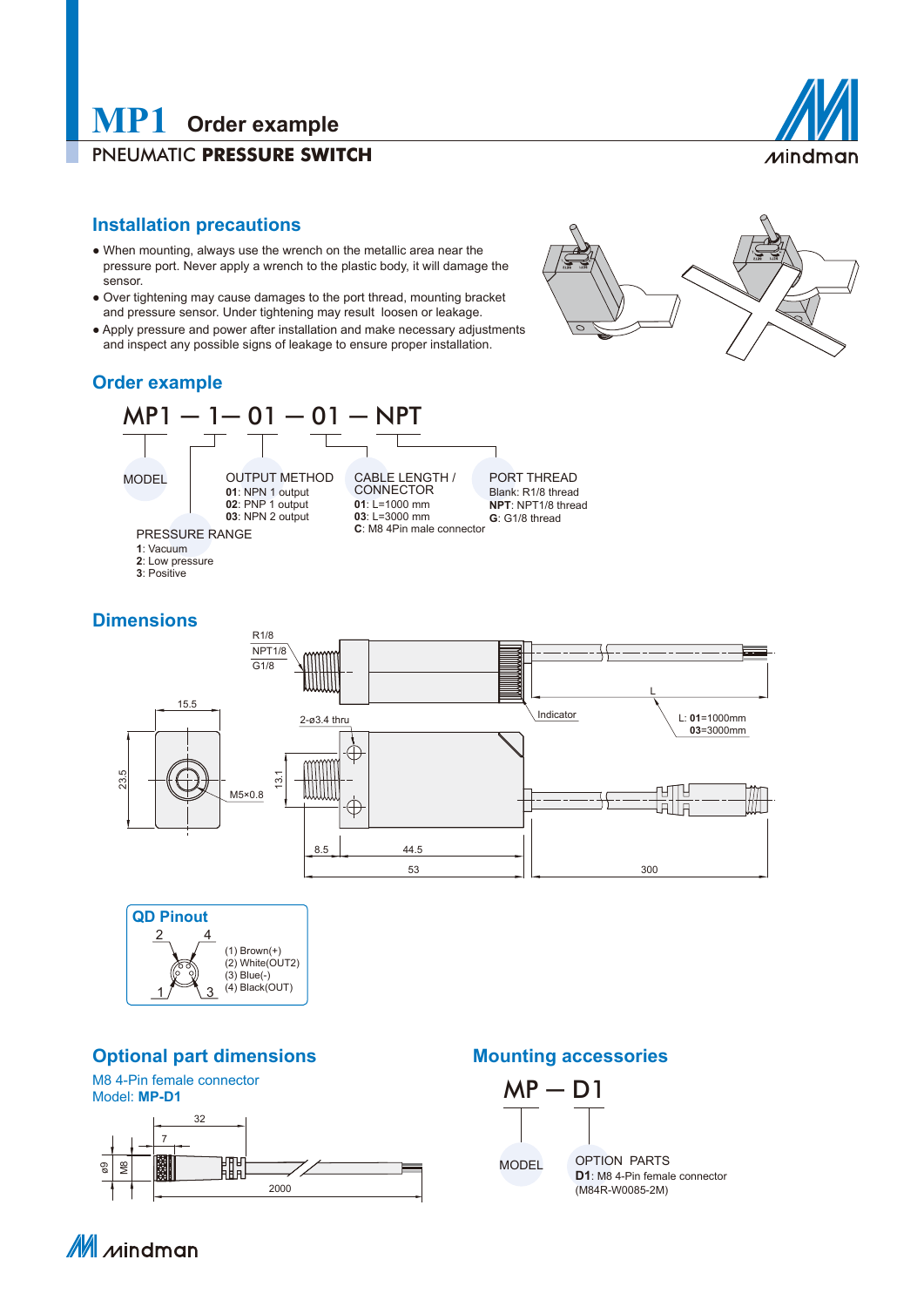# MP1 Order example

PNEUMATIC **PRESSURE SWITCH**

## Installation precautions

- When mounting, always use the wrench on the metallic area near the pressure port. Never apply a wrench to the plastic body, it will damage the sensor.
- Over tightening may cause damages to the port thread, mounting bracket and pressure sensor. Under tightening may result loosen or leakage.
- Apply pressure and power after installation and make necessary adjustments and inspect any possible signs of leakage to ensure proper installation.

## Order example

MP1 — 1— 01 — 01 — NPT

MODEL

PRESSURE RANGE
- **1**: Vacuum
- **2**: Low pressure
- **3**: Positive

OUTPUT METHOD
- **01**: NPN 1 output
- **02**: PNP 1 output
- **03**: NPN 2 output

CABLE LENGTH / CONNECTOR
- **01**: L=1000 mm
- **03**: L=3000 mm
- **C**: M8 4Pin male connector

PORT THREAD
- Blank: R1/8 thread
- **NPT**: NPT1/8 thread
- **G**: G1/8 thread

## Dimensions

R1/8
NPT1/8
G1/8

15.5
23.5
M5×0.8
2-ø3.4 thru
13.1
Indicator
L
L: **01**=1000mm
**03**=3000mm
8.5
44.5
53
300

### QD Pinout

2 4
1 3

(1) Brown(+)
(2) White(OUT2)
(3) Blue(-)
(4) Black(OUT)

## Optional part dimensions

M8 4-Pin female connector
Model: **MP-D1**

32
7
ø9
M8
2000

## Mounting accessories

MP — D1

MODEL

OPTION PARTS
**D1**: M8 4-Pin female connector
(M84R-W0085-2M)